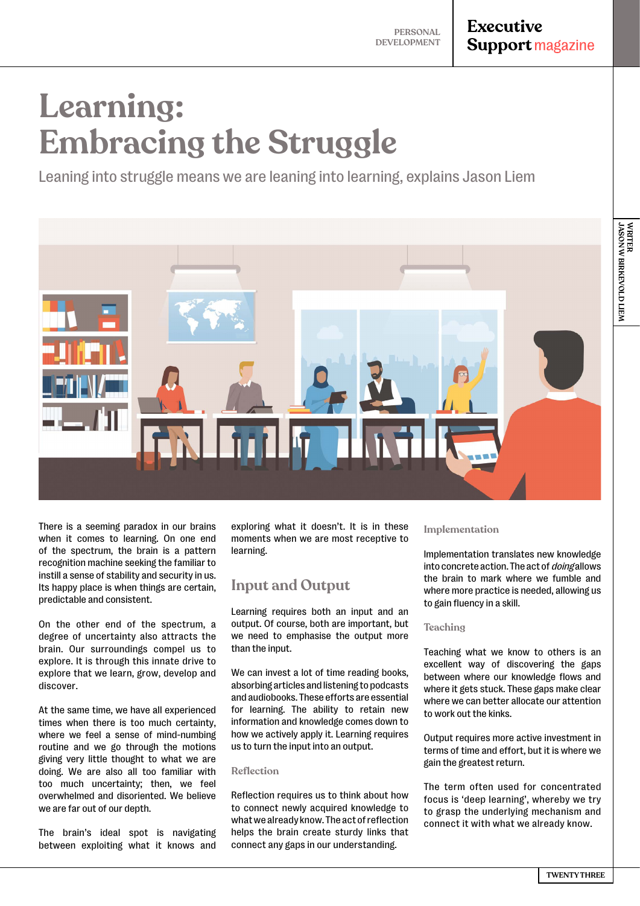# Learning: Embracing the Struggle

Leaning into struggle means we are leaning into learning, explains Jason Liem

WRITER JASON W BIRKEVOLD LIEM

There is a seeming paradox in our brains when it comes to learning. On one end of the spectrum, the brain is a pattern recognition machine seeking the familiar to instill a sense of stability and security in us. Its happy place is when things are certain, predictable and consistent.

On the other end of the spectrum, a degree of uncertainty also attracts the brain. Our surroundings compel us to explore. It is through this innate drive to explore that we learn, grow, develop and discover.

At the same time, we have all experienced times when there is too much certainty, where we feel a sense of mind-numbing routine and we go through the motions giving very little thought to what we are doing. We are also all too familiar with too much uncertainty; then, we feel overwhelmed and disoriented. We believe we are far out of our depth.

The brain's ideal spot is navigating between exploiting what it knows and exploring what it doesn't. It is in these moments when we are most receptive to learning.

## Input and Output

Learning requires both an input and an output. Of course, both are important, but we need to emphasise the output more than the input.

We can invest a lot of time reading books, absorbing articles and listening to podcasts and audiobooks. These efforts are essential for learning. The ability to retain new information and knowledge comes down to how we actively apply it. Learning requires us to turn the input into an output.

### Reflection

Reflection requires us to think about how to connect newly acquired knowledge to what we already know. The act of reflection helps the brain create sturdy links that connect any gaps in our understanding.

### Implementation

Implementation translates new knowledge into concrete action. The act of *doing* allows the brain to mark where we fumble and where more practice is needed, allowing us to gain fluency in a skill.

### Teaching

Teaching what we know to others is an excellent way of discovering the gaps between where our knowledge flows and where it gets stuck. These gaps make clear where we can better allocate our attention to work out the kinks.

Output requires more active investment in terms of time and effort, but it is where we gain the greatest return.

The term often used for concentrated focus is 'deep learning', whereby we try to grasp the underlying mechanism and connect it with what we already know.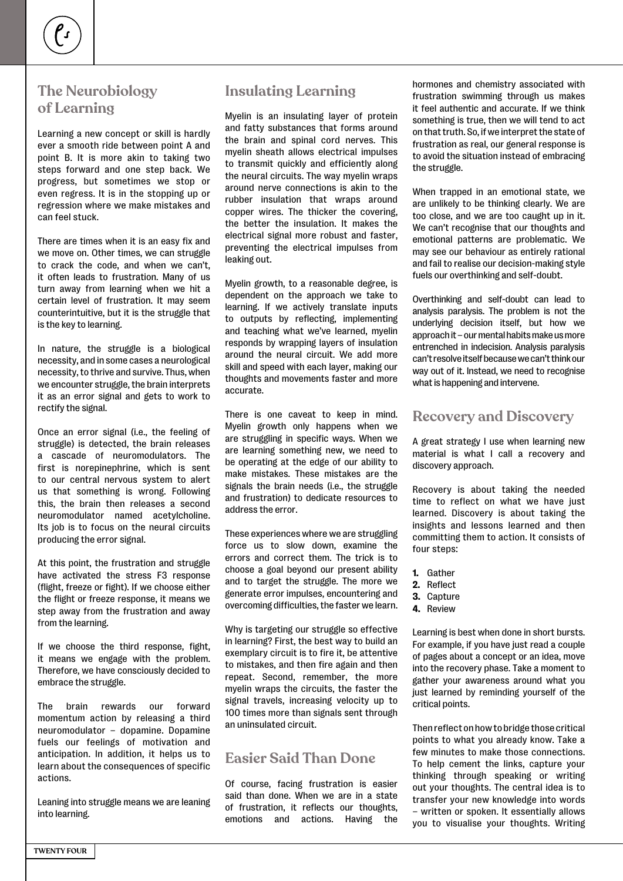## The Neurobiology of Learning

Learning a new concept or skill is hardly ever a smooth ride between point A and point B. It is more akin to taking two steps forward and one step back. We progress, but sometimes we stop or even regress. It is in the stopping or regression where we make mistakes and can feel stuck.

There are times when it is an easy fix and we move on. Other times, we can struggle to crack the code, and when we can't, it often leads to frustration. Many of us turn away from learning when we hit a certain level of frustration. It may seem counterintuitive, but it is the struggle that is the key to learning.

In nature, the struggle is a biological necessity, and in some cases a neurological necessity, to thrive and survive. Thus, when we encounter struggle, the brain interprets it as an error signal and gets to work to rectify the signal.

Once an error signal (i.e., the feeling of struggle) is detected, the brain releases a cascade of neuromodulators. The first is norepinephrine, which is sent to our central nervous system to alert us that something is wrong. Following this, the brain then releases a second neuromodulator named acetylcholine. Its job is to focus on the neural circuits producing the error signal.

At this point, the frustration and struggle have activated the stress F3 response (flight, freeze or fight). If we choose either the flight or freeze response, it means we step away from the frustration and away from the learning.

If we choose the third response, fight, it means we engage with the problem. Therefore, we have consciously decided to embrace the struggle.

The brain rewards our forward momentum action by releasing a third neuromodulator – dopamine. Dopamine fuels our feelings of motivation and anticipation. In addition, it helps us to learn about the consequences of specific actions.

Leaning into struggle means we are leaning into learning.

## Insulating Learning

Myelin is an insulating layer of protein and fatty substances that forms around the brain and spinal cord nerves. This myelin sheath allows electrical impulses to transmit quickly and efficiently along the neural circuits. The way myelin wraps around nerve connections is akin to the rubber insulation that wraps around copper wires. The thicker the covering, the better the insulation. It makes the electrical signal more robust and faster, preventing the electrical impulses from leaking out.

Myelin growth, to a reasonable degree, is dependent on the approach we take to learning. If we actively translate inputs to outputs by reflecting, implementing and teaching what we've learned, myelin responds by wrapping layers of insulation around the neural circuit. We add more skill and speed with each layer, making our thoughts and movements faster and more accurate.

There is one caveat to keep in mind. Myelin growth only happens when we are struggling in specific ways. When we are learning something new, we need to be operating at the edge of our ability to make mistakes. These mistakes are the signals the brain needs (i.e., the struggle and frustration) to dedicate resources to address the error.

These experiences where we are struggling force us to slow down, examine the errors and correct them. The trick is to choose a goal beyond our present ability and to target the struggle. The more we generate error impulses, encountering and overcoming difficulties, the faster we learn.

Why is targeting our struggle so effective in learning? First, the best way to build an exemplary circuit is to fire it, be attentive to mistakes, and then fire again and then repeat. Second, remember, the more myelin wraps the circuits, the faster the signal travels, increasing velocity up to 100 times more than signals sent through an uninsulated circuit.

## Easier Said Than Done

Of course, facing frustration is easier said than done. When we are in a state of frustration, it reflects our thoughts, emotions and actions. Having the hormones and chemistry associated with frustration swimming through us makes it feel authentic and accurate. If we think something is true, then we will tend to act on that truth. So, if we interpret the state of frustration as real, our general response is to avoid the situation instead of embracing the struggle.

When trapped in an emotional state, we are unlikely to be thinking clearly. We are too close, and we are too caught up in it. We can't recognise that our thoughts and emotional patterns are problematic. We may see our behaviour as entirely rational and fail to realise our decision-making style fuels our overthinking and self-doubt.

Overthinking and self-doubt can lead to analysis paralysis. The problem is not the underlying decision itself, but how we approach it – our mental habits make us more entrenched in indecision. Analysis paralysis can't resolve itself because we can't think our way out of it. Instead, we need to recognise what is happening and intervene.

## Recovery and Discovery

A great strategy I use when learning new material is what I call a recovery and discovery approach.

Recovery is about taking the needed time to reflect on what we have just learned. Discovery is about taking the insights and lessons learned and then committing them to action. It consists of four steps:

1. Gather
2. Reflect
3. Capture
4. Review

Learning is best when done in short bursts. For example, if you have just read a couple of pages about a concept or an idea, move into the recovery phase. Take a moment to gather your awareness around what you just learned by reminding yourself of the critical points.

Then reflect on how to bridge those critical points to what you already know. Take a few minutes to make those connections. To help cement the links, capture your thinking through speaking or writing out your thoughts. The central idea is to transfer your new knowledge into words – written or spoken. It essentially allows you to visualise your thoughts. Writing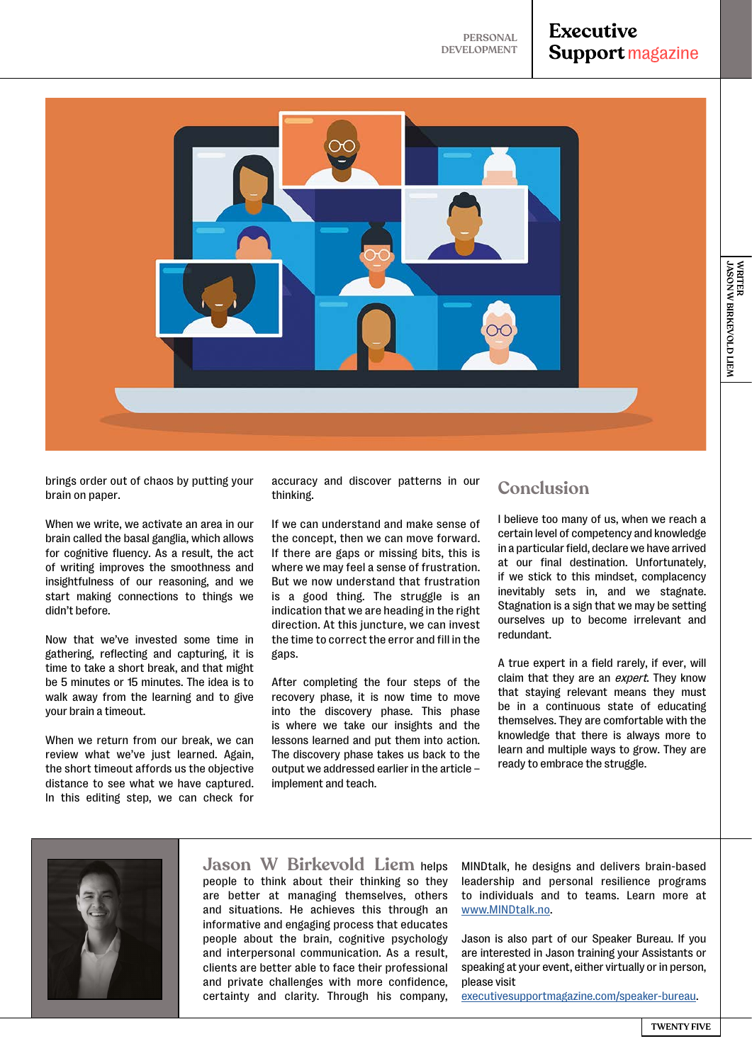brings order out of chaos by putting your brain on paper.

When we write, we activate an area in our brain called the basal ganglia, which allows for cognitive fluency. As a result, the act of writing improves the smoothness and insightfulness of our reasoning, and we start making connections to things we didn't before.

Now that we've invested some time in gathering, reflecting and capturing, it is time to take a short break, and that might be 5 minutes or 15 minutes. The idea is to walk away from the learning and to give your brain a timeout.

When we return from our break, we can review what we've just learned. Again, the short timeout affords us the objective distance to see what we have captured. In this editing step, we can check for accuracy and discover patterns in our thinking.

If we can understand and make sense of the concept, then we can move forward. If there are gaps or missing bits, this is where we may feel a sense of frustration. But we now understand that frustration is a good thing. The struggle is an indication that we are heading in the right direction. At this juncture, we can invest the time to correct the error and fill in the gaps.

After completing the four steps of the recovery phase, it is now time to move into the discovery phase. This phase is where we take our insights and the lessons learned and put them into action. The discovery phase takes us back to the output we addressed earlier in the article – implement and teach.

## Conclusion

I believe too many of us, when we reach a certain level of competency and knowledge in a particular field, declare we have arrived at our final destination. Unfortunately, if we stick to this mindset, complacency inevitably sets in, and we stagnate. Stagnation is a sign that we may be setting ourselves up to become irrelevant and redundant.

A true expert in a field rarely, if ever, will claim that they are an *expert*. They know that staying relevant means they must be in a continuous state of educating themselves. They are comfortable with the knowledge that there is always more to learn and multiple ways to grow. They are ready to embrace the struggle.

**Jason W Birkevold Liem** helps people to think about their thinking so they are better at managing themselves, others and situations. He achieves this through an informative and engaging process that educates people about the brain, cognitive psychology and interpersonal communication. As a result, clients are better able to face their professional and private challenges with more confidence, certainty and clarity. Through his company, MINDtalk, he designs and delivers brain-based leadership and personal resilience programs to individuals and to teams. Learn more at www.MINDtalk.no.

Jason is also part of our Speaker Bureau. If you are interested in Jason training your Assistants or speaking at your event, either virtually or in person, please visit executivesupportmagazine.com/speaker-bureau.